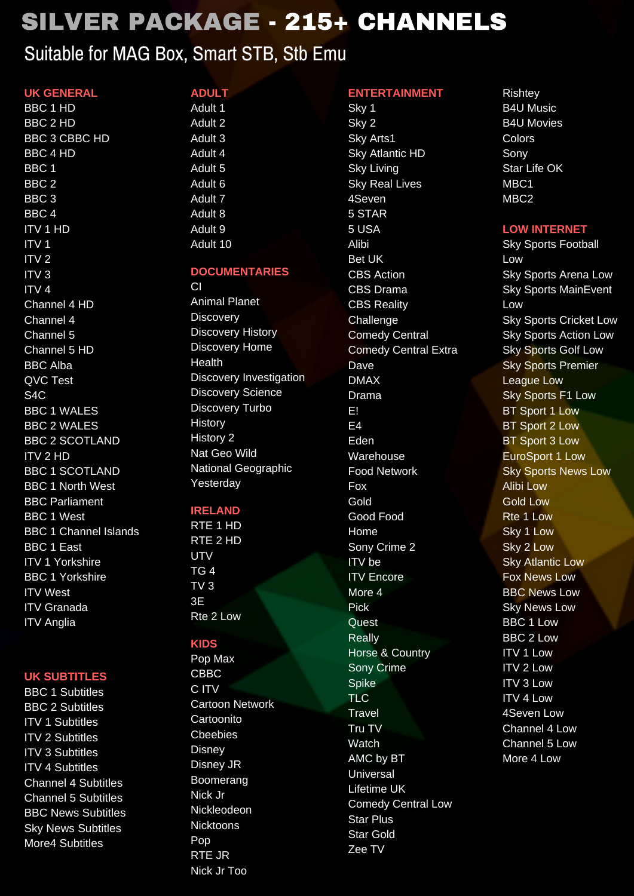# SILVER PACKAGE - 215+ CHANNELS

Suitable for MAG Box, Smart STB, Stb Emu

## UK GENERAL

BBC 1 HD
BBC 2 HD
BBC 3 CBBC HD
BBC 4 HD
BBC 1
BBC 2
BBC 3
BBC 4
ITV 1 HD
ITV 1
ITV 2
ITV 3
ITV 4
Channel 4 HD
Channel 4
Channel 5
Channel 5 HD
BBC Alba
QVC Test
S4C
BBC 1 WALES
BBC 2 WALES
BBC 2 SCOTLAND
ITV 2 HD
BBC 1 SCOTLAND
BBC 1 North West
BBC Parliament
BBC 1 West
BBC 1 Channel Islands
BBC 1 East
ITV 1 Yorkshire
BBC 1 Yorkshire
ITV West
ITV Granada
ITV Anglia

## UK SUBTITLES

BBC 1 Subtitles
BBC 2 Subtitles
ITV 1 Subtitles
ITV 2 Subtitles
ITV 3 Subtitles
ITV 4 Subtitles
Channel 4 Subtitles
Channel 5 Subtitles
BBC News Subtitles
Sky News Subtitles
More4 Subtitles

## ADULT

Adult 1
Adult 2
Adult 3
Adult 4
Adult 5
Adult 6
Adult 7
Adult 8
Adult 9
Adult 10

## DOCUMENTARIES

CI
Animal Planet
Discovery
Discovery History
Discovery Home
Health
Discovery Investigation
Discovery Science
Discovery Turbo
History
History 2
Nat Geo Wild
National Geographic
Yesterday

## IRELAND

RTE 1 HD
RTE 2 HD
UTV
TG 4
TV 3
3E
Rte 2 Low

## KIDS

Pop Max
CBBC
C ITV
Cartoon Network
Cartoonito
Cbeebies
Disney
Disney JR
Boomerang
Nick Jr
Nickleodeon
Nicktoons
Pop
RTE JR
Nick Jr Too

## ENTERTAINMENT

Sky 1
Sky 2
Sky Arts1
Sky Atlantic HD
Sky Living
Sky Real Lives
4Seven
5 STAR
5 USA
Alibi
Bet UK
CBS Action
CBS Drama
CBS Reality
Challenge
Comedy Central
Comedy Central Extra
Dave
DMAX
Drama
E!
E4
Eden
Warehouse
Food Network
Fox
Gold
Good Food
Home
Sony Crime 2
ITV be
ITV Encore
More 4
Pick
Quest
Really
Horse & Country
Sony Crime
Spike
TLC
Travel
Tru TV
Watch
AMC by BT
Universal
Lifetime UK
Comedy Central Low
Star Plus
Star Gold
Zee TV
Rishtey
B4U Music
B4U Movies
Colors
Sony
Star Life OK
MBC1
MBC2

## LOW INTERNET

Sky Sports Football Low
Sky Sports Arena Low
Sky Sports MainEvent Low
Sky Sports Cricket Low
Sky Sports Action Low
Sky Sports Golf Low
Sky Sports Premier League Low
Sky Sports F1 Low
BT Sport 1 Low
BT Sport 2 Low
BT Sport 3 Low
EuroSport 1 Low
Sky Sports News Low
Alibi Low
Gold Low
Rte 1 Low
Sky 1 Low
Sky 2 Low
Sky Atlantic Low
Fox News Low
BBC News Low
Sky News Low
BBC 1 Low
BBC 2 Low
ITV 1 Low
ITV 2 Low
ITV 3 Low
ITV 4 Low
4Seven Low
Channel 4 Low
Channel 5 Low
More 4 Low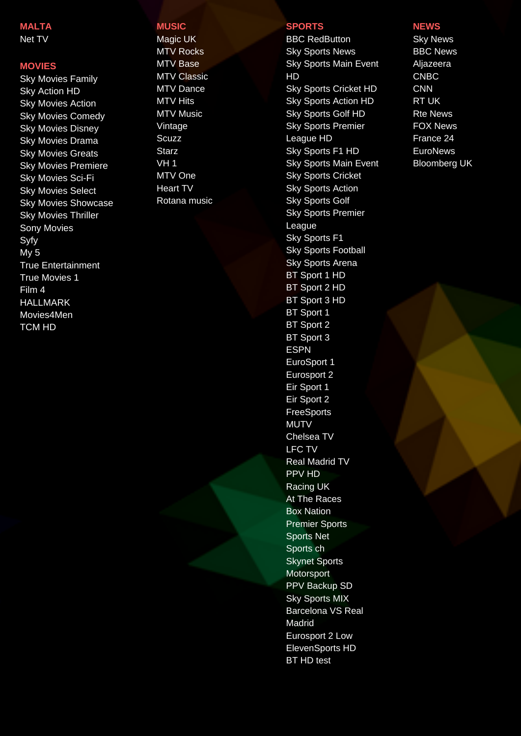## MALTA

Net TV

## MOVIES

Sky Movies Family
Sky Action HD
Sky Movies Action
Sky Movies Comedy
Sky Movies Disney
Sky Movies Drama
Sky Movies Greats
Sky Movies Premiere
Sky Movies Sci-Fi
Sky Movies Select
Sky Movies Showcase
Sky Movies Thriller
Sony Movies
Syfy
My 5
True Entertainment
True Movies 1
Film 4
HALLMARK
Movies4Men
TCM HD

## MUSIC

Magic UK
MTV Rocks
MTV Base
MTV Classic
MTV Dance
MTV Hits
MTV Music
Vintage
Scuzz
Starz
VH 1
MTV One
Heart TV
Rotana music

## SPORTS

BBC RedButton
Sky Sports News
Sky Sports Main Event HD
Sky Sports Cricket HD
Sky Sports Action HD
Sky Sports Golf HD
Sky Sports Premier League HD
Sky Sports F1 HD
Sky Sports Main Event
Sky Sports Cricket
Sky Sports Action
Sky Sports Golf
Sky Sports Premier League
Sky Sports F1
Sky Sports Football
Sky Sports Arena
BT Sport 1 HD
BT Sport 2 HD
BT Sport 3 HD
BT Sport 1
BT Sport 2
BT Sport 3
ESPN
EuroSport 1
Eurosport 2
Eir Sport 1
Eir Sport 2
FreeSports
MUTV
Chelsea TV
LFC TV
Real Madrid TV
PPV HD
Racing UK
At The Races
Box Nation
Premier Sports
Sports Net
Sports ch
Skynet Sports
Motorsport
PPV Backup SD
Sky Sports MIX
Barcelona VS Real Madrid
Eurosport 2 Low
ElevenSports HD
BT HD test

## NEWS

Sky News
BBC News
Aljazeera
CNBC
CNN
RT UK
Rte News
FOX News
France 24
EuroNews
Bloomberg UK